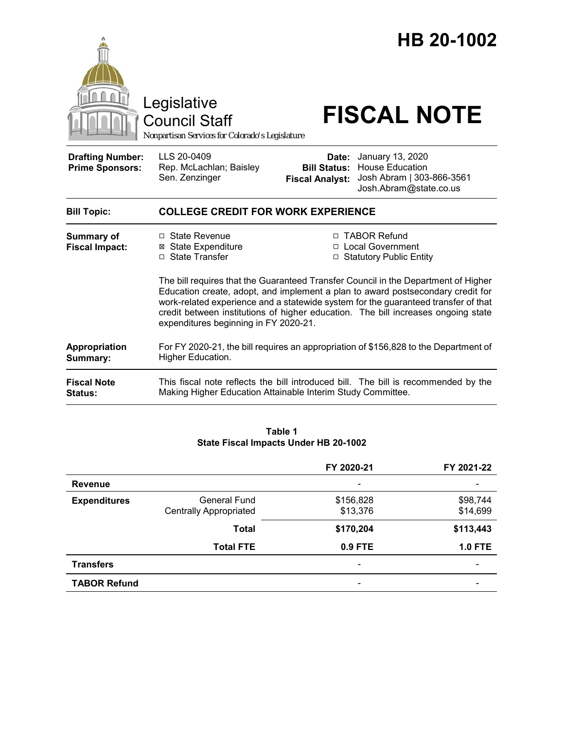# HB 20-1002

Legislative Council Staff

Nonpartisan Services for Colorado's Legislature

# FISCAL NOTE

| | | | |
|---|---|---|---|
| **Drafting Number:** | LLS 20-0409 | **Date:** | January 13, 2020 |
| **Prime Sponsors:** | Rep. McLachlan; Baisley<br>Sen. Zenzinger | **Bill Status:** | House Education |
| | | **Fiscal Analyst:** | Josh Abram \| 303-866-3561<br>Josh.Abram@state.co.us |

**Bill Topic:** **COLLEGE CREDIT FOR WORK EXPERIENCE**

**Summary of Fiscal Impact:**

- ☐ State Revenue
- ☒ State Expenditure
- ☐ State Transfer
- ☐ TABOR Refund
- ☐ Local Government
- ☐ Statutory Public Entity

The bill requires that the Guaranteed Transfer Council in the Department of Higher Education create, adopt, and implement a plan to award postsecondary credit for work-related experience and a statewide system for the guaranteed transfer of that credit between institutions of higher education. The bill increases ongoing state expenditures beginning in FY 2020-21.

**Appropriation Summary:** For FY 2020-21, the bill requires an appropriation of $156,828 to the Department of Higher Education.

**Fiscal Note Status:** This fiscal note reflects the bill introduced bill. The bill is recommended by the Making Higher Education Attainable Interim Study Committee.

**Table 1**
**State Fiscal Impacts Under HB 20-1002**

| | | FY 2020-21 | FY 2021-22 |
|---|---|---|---|
| **Revenue** | | - | - |
| **Expenditures** | General Fund | $156,828 | $98,744 |
| | Centrally Appropriated | $13,376 | $14,699 |
| | **Total** | **$170,204** | **$113,443** |
| | **Total FTE** | **0.9 FTE** | **1.0 FTE** |
| **Transfers** | | - | - |
| **TABOR Refund** | | - | - |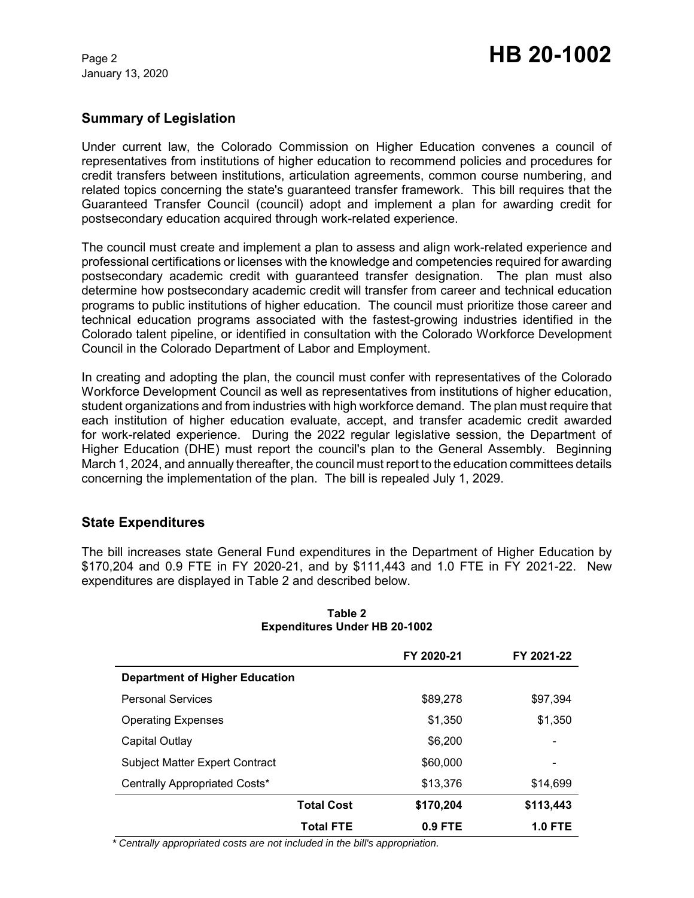## Summary of Legislation

Under current law, the Colorado Commission on Higher Education convenes a council of representatives from institutions of higher education to recommend policies and procedures for credit transfers between institutions, articulation agreements, common course numbering, and related topics concerning the state's guaranteed transfer framework. This bill requires that the Guaranteed Transfer Council (council) adopt and implement a plan for awarding credit for postsecondary education acquired through work-related experience.

The council must create and implement a plan to assess and align work-related experience and professional certifications or licenses with the knowledge and competencies required for awarding postsecondary academic credit with guaranteed transfer designation. The plan must also determine how postsecondary academic credit will transfer from career and technical education programs to public institutions of higher education. The council must prioritize those career and technical education programs associated with the fastest-growing industries identified in the Colorado talent pipeline, or identified in consultation with the Colorado Workforce Development Council in the Colorado Department of Labor and Employment.

In creating and adopting the plan, the council must confer with representatives of the Colorado Workforce Development Council as well as representatives from institutions of higher education, student organizations and from industries with high workforce demand. The plan must require that each institution of higher education evaluate, accept, and transfer academic credit awarded for work-related experience. During the 2022 regular legislative session, the Department of Higher Education (DHE) must report the council's plan to the General Assembly. Beginning March 1, 2024, and annually thereafter, the council must report to the education committees details concerning the implementation of the plan. The bill is repealed July 1, 2029.

## State Expenditures

The bill increases state General Fund expenditures in the Department of Higher Education by $170,204 and 0.9 FTE in FY 2020-21, and by $111,443 and 1.0 FTE in FY 2021-22. New expenditures are displayed in Table 2 and described below.

**Table 2**
**Expenditures Under HB 20-1002**

| | FY 2020-21 | FY 2021-22 |
|---|---|---|
| **Department of Higher Education** | | |
| Personal Services | $89,278 | $97,394 |
| Operating Expenses | $1,350 | $1,350 |
| Capital Outlay | $6,200 | - |
| Subject Matter Expert Contract | $60,000 | - |
| Centrally Appropriated Costs* | $13,376 | $14,699 |
| **Total Cost** | **$170,204** | **$113,443** |
| **Total FTE** | **0.9 FTE** | **1.0 FTE** |

*\* Centrally appropriated costs are not included in the bill's appropriation.*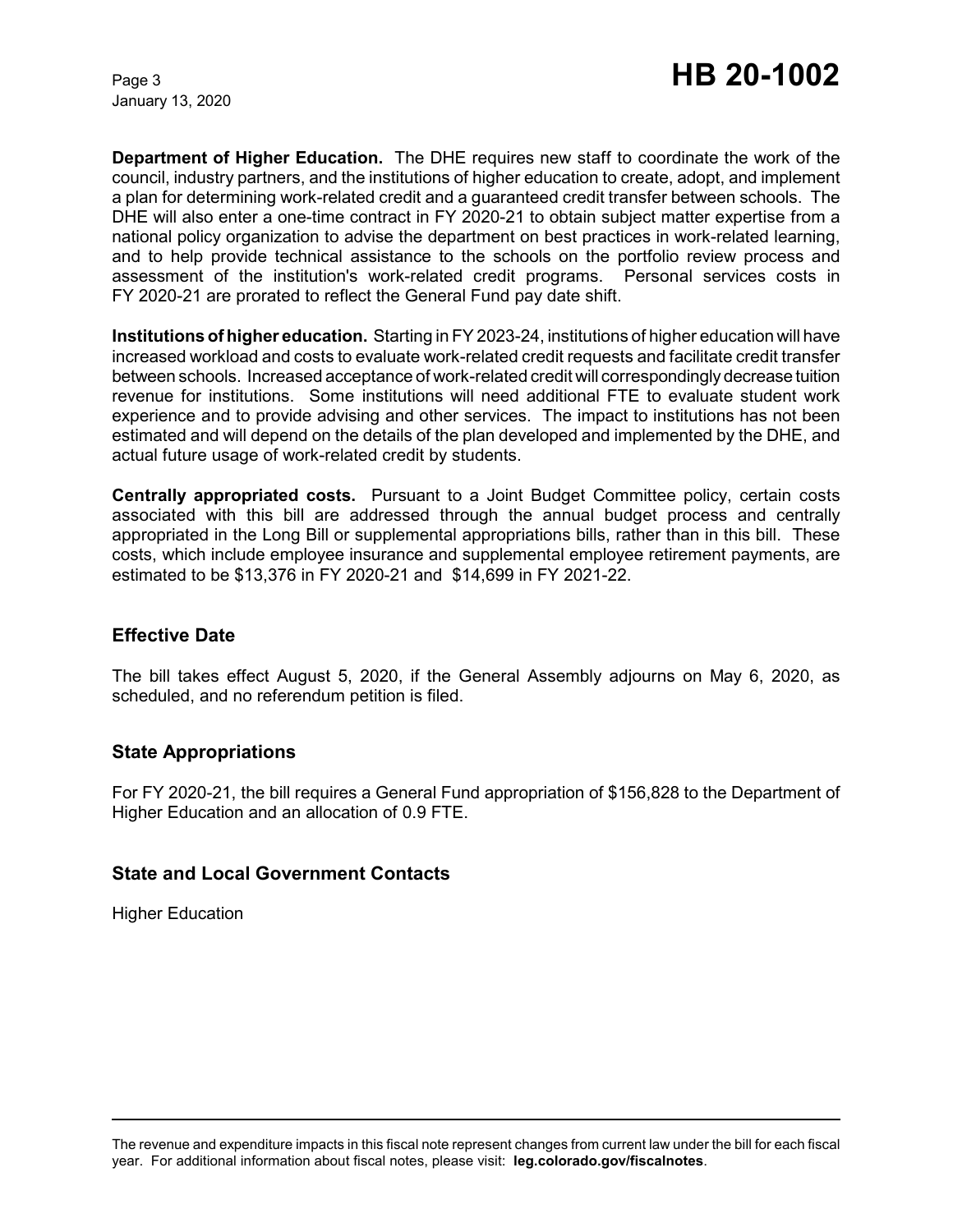**Department of Higher Education.** The DHE requires new staff to coordinate the work of the council, industry partners, and the institutions of higher education to create, adopt, and implement a plan for determining work-related credit and a guaranteed credit transfer between schools. The DHE will also enter a one-time contract in FY 2020-21 to obtain subject matter expertise from a national policy organization to advise the department on best practices in work-related learning, and to help provide technical assistance to the schools on the portfolio review process and assessment of the institution's work-related credit programs. Personal services costs in FY 2020-21 are prorated to reflect the General Fund pay date shift.

**Institutions of higher education.** Starting in FY 2023-24, institutions of higher education will have increased workload and costs to evaluate work-related credit requests and facilitate credit transfer between schools. Increased acceptance of work-related credit will correspondingly decrease tuition revenue for institutions. Some institutions will need additional FTE to evaluate student work experience and to provide advising and other services. The impact to institutions has not been estimated and will depend on the details of the plan developed and implemented by the DHE, and actual future usage of work-related credit by students.

**Centrally appropriated costs.** Pursuant to a Joint Budget Committee policy, certain costs associated with this bill are addressed through the annual budget process and centrally appropriated in the Long Bill or supplemental appropriations bills, rather than in this bill. These costs, which include employee insurance and supplemental employee retirement payments, are estimated to be $13,376 in FY 2020-21 and $14,699 in FY 2021-22.

## Effective Date

The bill takes effect August 5, 2020, if the General Assembly adjourns on May 6, 2020, as scheduled, and no referendum petition is filed.

## State Appropriations

For FY 2020-21, the bill requires a General Fund appropriation of $156,828 to the Department of Higher Education and an allocation of 0.9 FTE.

## State and Local Government Contacts

Higher Education

The revenue and expenditure impacts in this fiscal note represent changes from current law under the bill for each fiscal year. For additional information about fiscal notes, please visit: **leg.colorado.gov/fiscalnotes**.